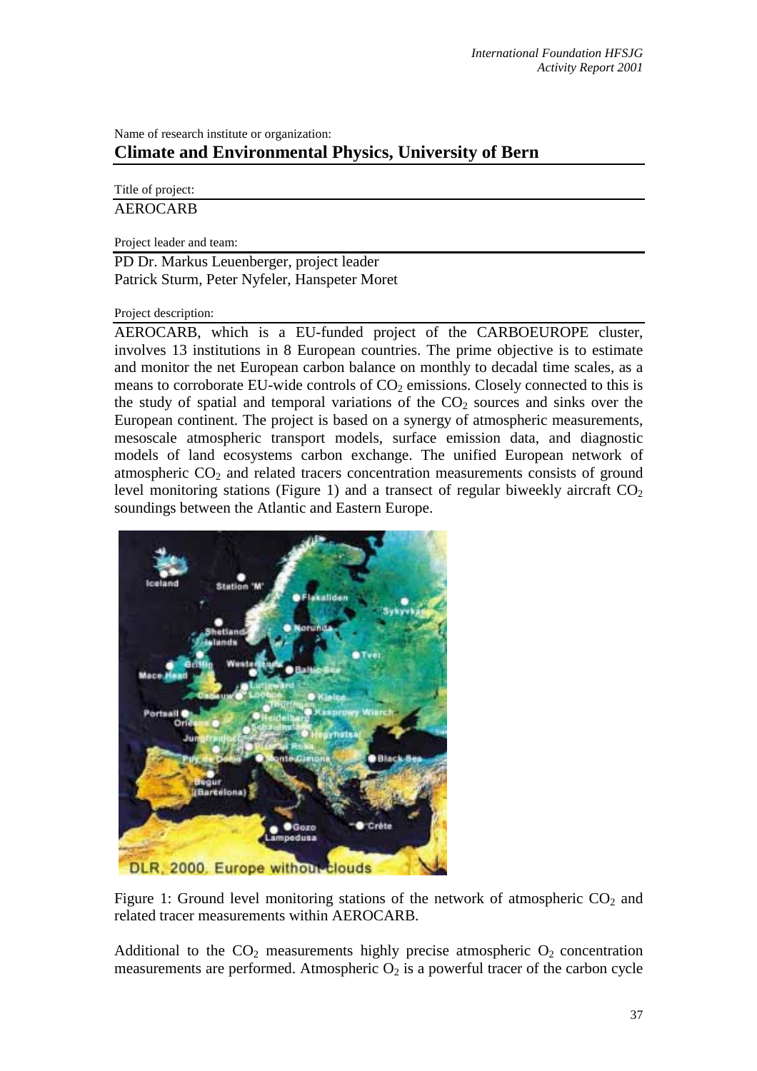Name of research institute or organization:

## Climate and Environmental Physics, University of Bern

Title of project:

AEROCARB

Project leader and team:

PD Dr. Markus Leuenberger, project leader
Patrick Sturm, Peter Nyfeler, Hanspeter Moret

Project description:

AEROCARB, which is a EU-funded project of the CARBOEUROPE cluster, involves 13 institutions in 8 European countries. The prime objective is to estimate and monitor the net European carbon balance on monthly to decadal time scales, as a means to corroborate EU-wide controls of $CO_2$ emissions. Closely connected to this is the study of spatial and temporal variations of the $CO_2$ sources and sinks over the European continent. The project is based on a synergy of atmospheric measurements, mesoscale atmospheric transport models, surface emission data, and diagnostic models of land ecosystems carbon exchange. The unified European network of atmospheric $CO_2$ and related tracers concentration measurements consists of ground level monitoring stations (Figure 1) and a transect of regular biweekly aircraft $CO_2$ soundings between the Atlantic and Eastern Europe.

Figure 1: Ground level monitoring stations of the network of atmospheric $CO_2$ and related tracer measurements within AEROCARB.

Additional to the $CO_2$ measurements highly precise atmospheric $O_2$ concentration measurements are performed. Atmospheric $O_2$ is a powerful tracer of the carbon cycle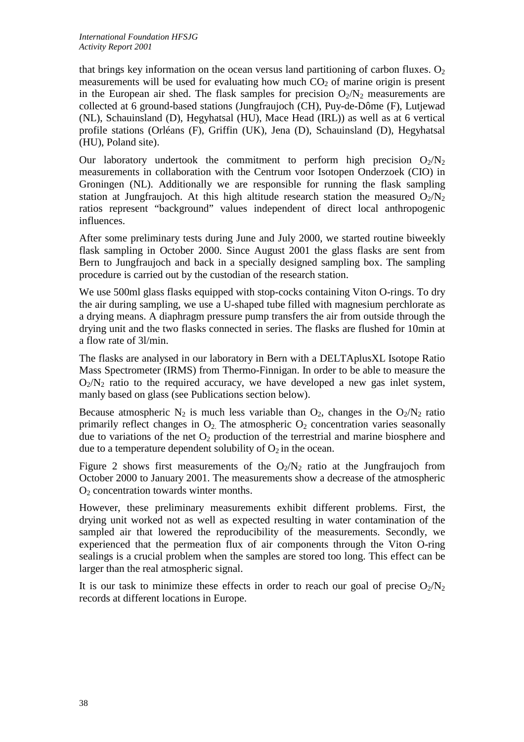that brings key information on the ocean versus land partitioning of carbon fluxes. $O_2$ measurements will be used for evaluating how much $CO_2$ of marine origin is present in the European air shed. The flask samples for precision $O_2/N_2$ measurements are collected at 6 ground-based stations (Jungfraujoch (CH), Puy-de-Dôme (F), Lutjewad (NL), Schauinsland (D), Hegyhatsal (HU), Mace Head (IRL)) as well as at 6 vertical profile stations (Orléans (F), Griffin (UK), Jena (D), Schauinsland (D), Hegyhatsal (HU), Poland site).

Our laboratory undertook the commitment to perform high precision $O_2/N_2$ measurements in collaboration with the Centrum voor Isotopen Onderzoek (CIO) in Groningen (NL). Additionally we are responsible for running the flask sampling station at Jungfraujoch. At this high altitude research station the measured $O_2/N_2$ ratios represent "background" values independent of direct local anthropogenic influences.

After some preliminary tests during June and July 2000, we started routine biweekly flask sampling in October 2000. Since August 2001 the glass flasks are sent from Bern to Jungfraujoch and back in a specially designed sampling box. The sampling procedure is carried out by the custodian of the research station.

We use 500ml glass flasks equipped with stop-cocks containing Viton O-rings. To dry the air during sampling, we use a U-shaped tube filled with magnesium perchlorate as a drying means. A diaphragm pressure pump transfers the air from outside through the drying unit and the two flasks connected in series. The flasks are flushed for 10min at a flow rate of 3l/min.

The flasks are analysed in our laboratory in Bern with a DELTAplusXL Isotope Ratio Mass Spectrometer (IRMS) from Thermo-Finnigan. In order to be able to measure the $O_2/N_2$ ratio to the required accuracy, we have developed a new gas inlet system, manly based on glass (see Publications section below).

Because atmospheric $N_2$ is much less variable than $O_2$, changes in the $O_2/N_2$ ratio primarily reflect changes in $O_2$. The atmospheric $O_2$ concentration varies seasonally due to variations of the net $O_2$ production of the terrestrial and marine biosphere and due to a temperature dependent solubility of $O_2$ in the ocean.

Figure 2 shows first measurements of the $O_2/N_2$ ratio at the Jungfraujoch from October 2000 to January 2001. The measurements show a decrease of the atmospheric $O_2$ concentration towards winter months.

However, these preliminary measurements exhibit different problems. First, the drying unit worked not as well as expected resulting in water contamination of the sampled air that lowered the reproducibility of the measurements. Secondly, we experienced that the permeation flux of air components through the Viton O-ring sealings is a crucial problem when the samples are stored too long. This effect can be larger than the real atmospheric signal.

It is our task to minimize these effects in order to reach our goal of precise $O_2/N_2$ records at different locations in Europe.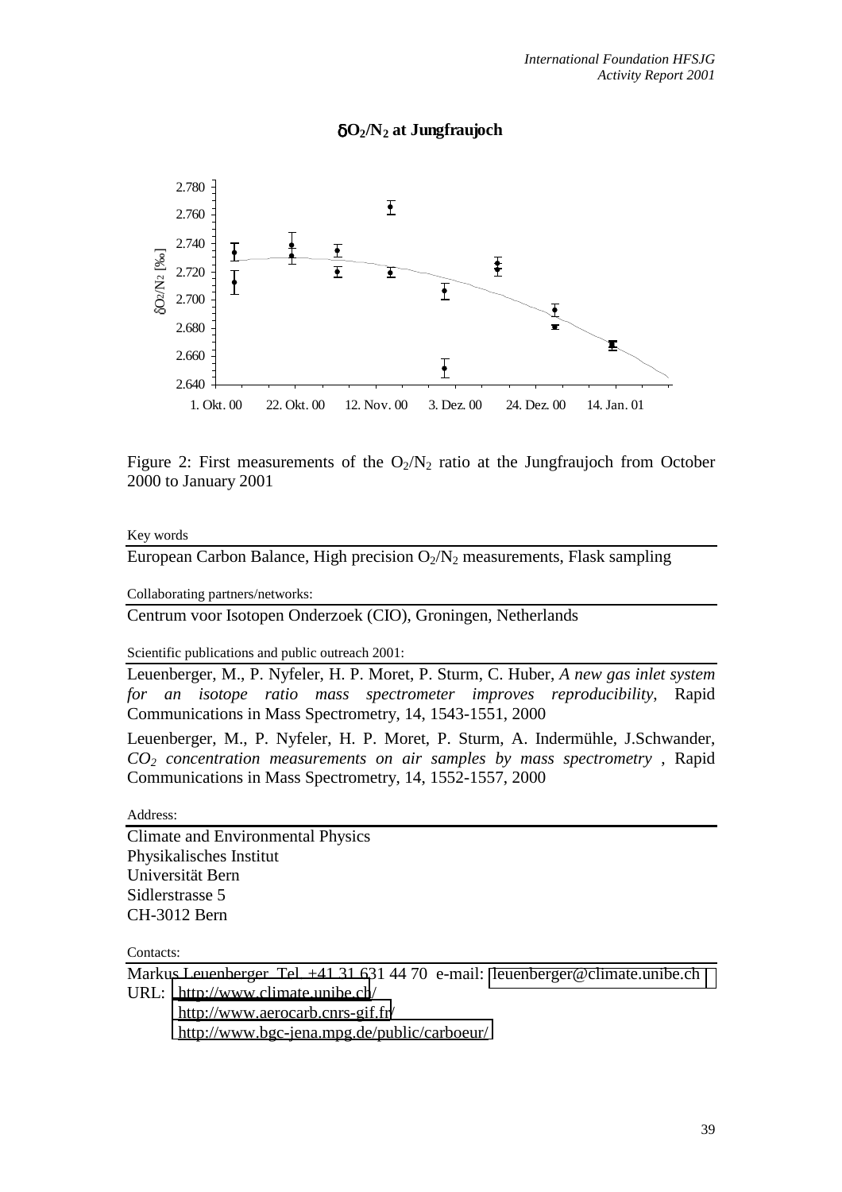**$\delta O_2/N_2$ at Jungfraujoch**

2.780
2.760
2.740
2.720
2.700
2.680
2.660
2.640

$\delta O_2/N_2$ [‰]

1. Okt. 00
22. Okt. 00
12. Nov. 00
3. Dez. 00
24. Dez. 00
14. Jan. 01

Figure 2: First measurements of the $O_2/N_2$ ratio at the Jungfraujoch from October 2000 to January 2001

Key words

European Carbon Balance, High precision $O_2/N_2$ measurements, Flask sampling

Collaborating partners/networks:

Centrum voor Isotopen Onderzoek (CIO), Groningen, Netherlands

Scientific publications and public outreach 2001:

Leuenberger, M., P. Nyfeler, H. P. Moret, P. Sturm, C. Huber, *A new gas inlet system for an isotope ratio mass spectrometer improves reproducibility*, Rapid Communications in Mass Spectrometry, 14, 1543-1551, 2000

Leuenberger, M., P. Nyfeler, H. P. Moret, P. Sturm, A. Indermühle, J.Schwander, *$CO_2$ concentration measurements on air samples by mass spectrometry* , Rapid Communications in Mass Spectrometry, 14, 1552-1557, 2000

Address:

Climate and Environmental Physics
Physikalisches Institut
Universität Bern
Sidlerstrasse 5
CH-3012 Bern

Contacts:

Markus Leuenberger Tel. +41 31 631 44 70 e-mail: leuenberger@climate.unibe.ch
URL: http://www.climate.unibe.ch/
http://www.aerocarb.cnrs-gif.fr/
http://www.bgc-jena.mpg.de/public/carboeur/